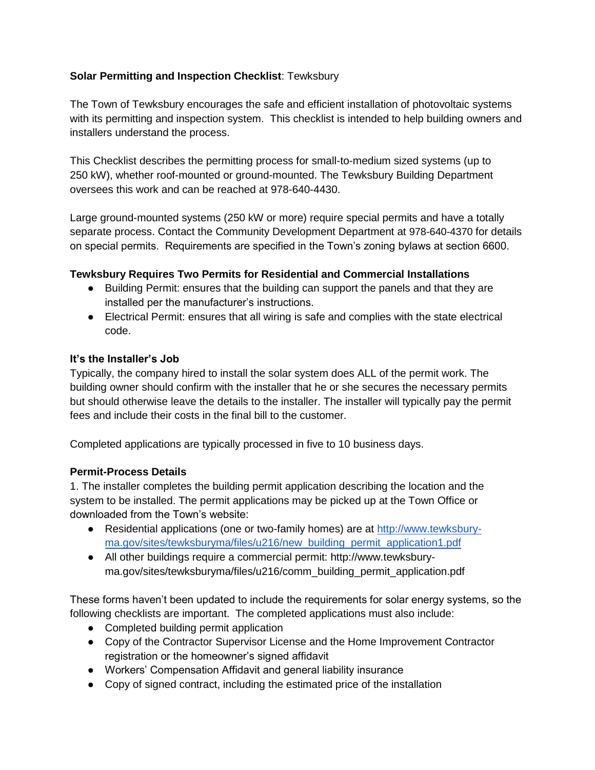**Solar Permitting and Inspection Checklist**: Tewksbury

The Town of Tewksbury encourages the safe and efficient installation of photovoltaic systems with its permitting and inspection system. This checklist is intended to help building owners and installers understand the process.

This Checklist describes the permitting process for small-to-medium sized systems (up to 250 kW), whether roof-mounted or ground-mounted. The Tewksbury Building Department oversees this work and can be reached at 978-640-4430.

Large ground-mounted systems (250 kW or more) require special permits and have a totally separate process. Contact the Community Development Department at 978-640-4370 for details on special permits. Requirements are specified in the Town's zoning bylaws at section 6600.

**Tewksbury Requires Two Permits for Residential and Commercial Installations**

- Building Permit: ensures that the building can support the panels and that they are installed per the manufacturer's instructions.
- Electrical Permit: ensures that all wiring is safe and complies with the state electrical code.

**It's the Installer's Job**

Typically, the company hired to install the solar system does ALL of the permit work. The building owner should confirm with the installer that he or she secures the necessary permits but should otherwise leave the details to the installer. The installer will typically pay the permit fees and include their costs in the final bill to the customer.

Completed applications are typically processed in five to 10 business days.

**Permit-Process Details**

1. The installer completes the building permit application describing the location and the system to be installed. The permit applications may be picked up at the Town Office or downloaded from the Town's website:

- Residential applications (one or two-family homes) are at [http://www.tewksbury-ma.gov/sites/tewksburyma/files/u216/new_building_permit_application1.pdf](http://www.tewksbury-ma.gov/sites/tewksburyma/files/u216/new_building_permit_application1.pdf)
- All other buildings require a commercial permit: http://www.tewksbury-ma.gov/sites/tewksburyma/files/u216/comm_building_permit_application.pdf

These forms haven't been updated to include the requirements for solar energy systems, so the following checklists are important. The completed applications must also include:

- Completed building permit application
- Copy of the Contractor Supervisor License and the Home Improvement Contractor registration or the homeowner's signed affidavit
- Workers' Compensation Affidavit and general liability insurance
- Copy of signed contract, including the estimated price of the installation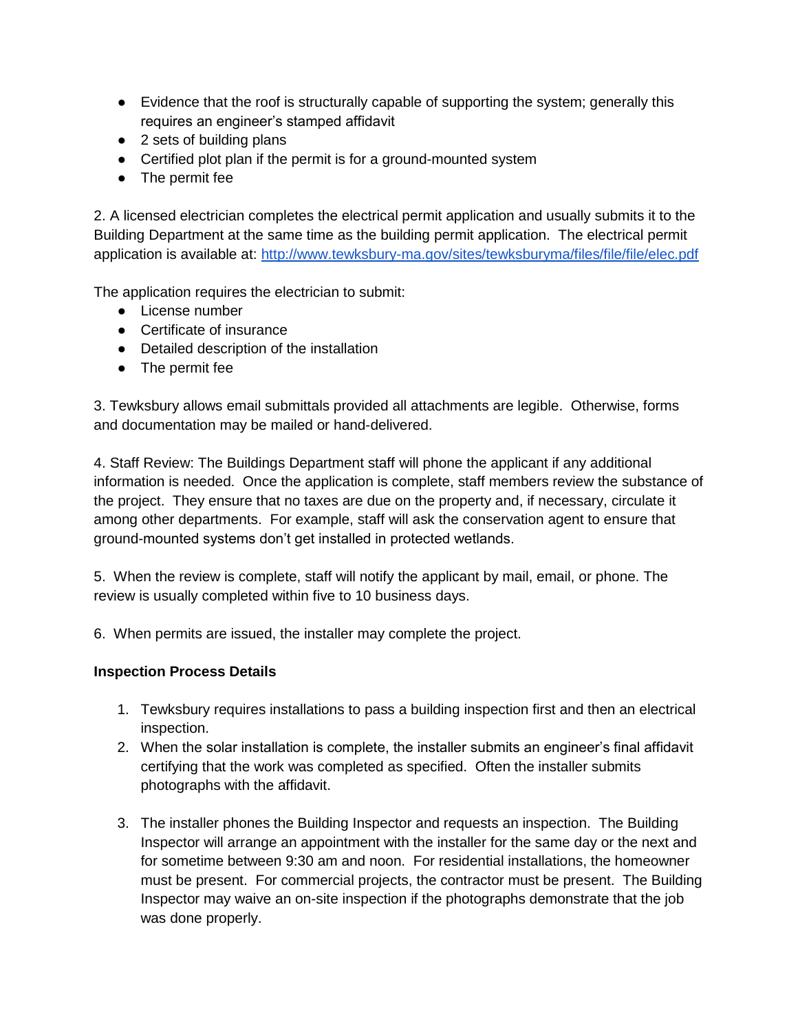- Evidence that the roof is structurally capable of supporting the system; generally this requires an engineer's stamped affidavit
- 2 sets of building plans
- Certified plot plan if the permit is for a ground-mounted system
- The permit fee

2. A licensed electrician completes the electrical permit application and usually submits it to the Building Department at the same time as the building permit application. The electrical permit application is available at: [http://www.tewksbury-ma.gov/sites/tewksburyma/files/file/file/elec.pdf](http://www.tewksbury-ma.gov/sites/tewksburyma/files/file/file/elec.pdf)

The application requires the electrician to submit:

- License number
- Certificate of insurance
- Detailed description of the installation
- The permit fee

3. Tewksbury allows email submittals provided all attachments are legible. Otherwise, forms and documentation may be mailed or hand-delivered.

4. Staff Review: The Buildings Department staff will phone the applicant if any additional information is needed. Once the application is complete, staff members review the substance of the project. They ensure that no taxes are due on the property and, if necessary, circulate it among other departments. For example, staff will ask the conservation agent to ensure that ground-mounted systems don't get installed in protected wetlands.

5. When the review is complete, staff will notify the applicant by mail, email, or phone. The review is usually completed within five to 10 business days.

6. When permits are issued, the installer may complete the project.

**Inspection Process Details**

1. Tewksbury requires installations to pass a building inspection first and then an electrical inspection.
2. When the solar installation is complete, the installer submits an engineer's final affidavit certifying that the work was completed as specified. Often the installer submits photographs with the affidavit.
3. The installer phones the Building Inspector and requests an inspection. The Building Inspector will arrange an appointment with the installer for the same day or the next and for sometime between 9:30 am and noon. For residential installations, the homeowner must be present. For commercial projects, the contractor must be present. The Building Inspector may waive an on-site inspection if the photographs demonstrate that the job was done properly.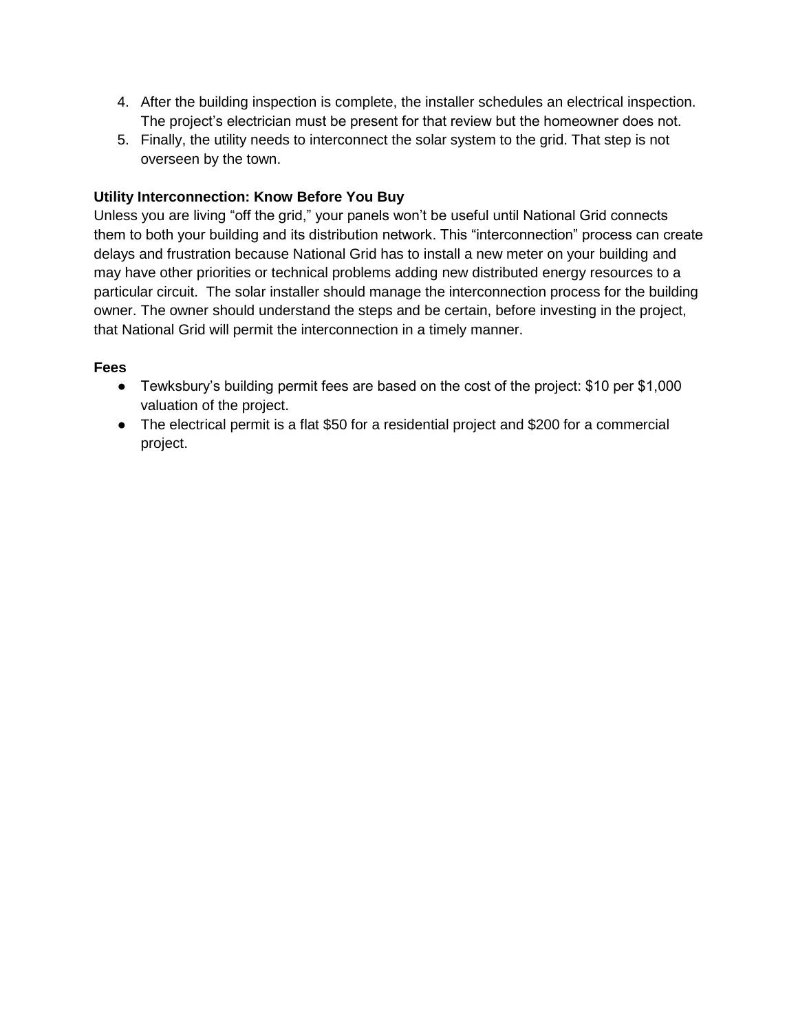4. After the building inspection is complete, the installer schedules an electrical inspection. The project's electrician must be present for that review but the homeowner does not.
5. Finally, the utility needs to interconnect the solar system to the grid. That step is not overseen by the town.

**Utility Interconnection: Know Before You Buy**

Unless you are living "off the grid," your panels won't be useful until National Grid connects them to both your building and its distribution network. This "interconnection" process can create delays and frustration because National Grid has to install a new meter on your building and may have other priorities or technical problems adding new distributed energy resources to a particular circuit. The solar installer should manage the interconnection process for the building owner. The owner should understand the steps and be certain, before investing in the project, that National Grid will permit the interconnection in a timely manner.

**Fees**

- Tewksbury's building permit fees are based on the cost of the project: $10 per $1,000 valuation of the project.
- The electrical permit is a flat $50 for a residential project and $200 for a commercial project.